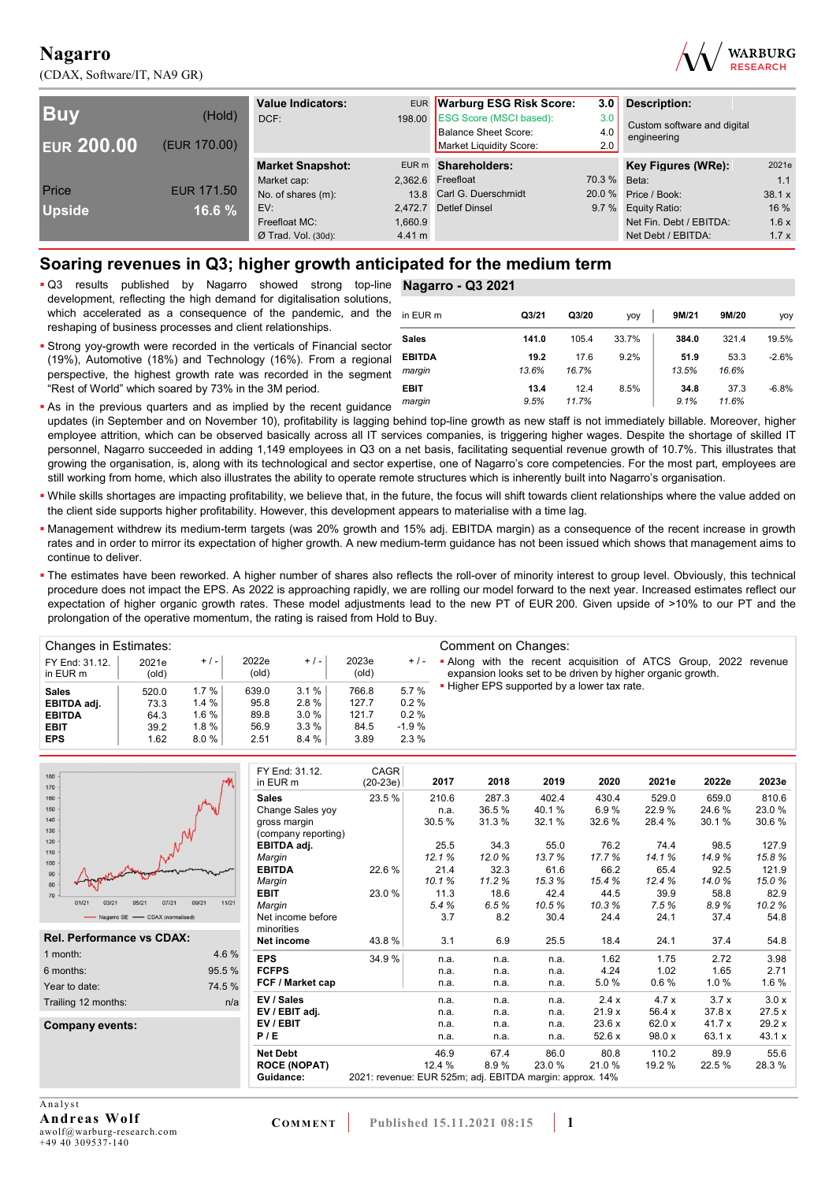# Nagarro

(CDAX, Software/IT, NA9 GR)

| Buy | (Hold) |
|---|---|
| EUR 200.00 | (EUR 170.00) |
| Price | EUR 171.50 |
| Upside | 16.6 % |

| Value Indicators: | EUR |
|---|---|
| DCF: | 198.00 |

| Warburg ESG Risk Score: | 3.0 |
|---|---|
| ESG Score (MSCI based): | 3.0 |
| Balance Sheet Score: | 4.0 |
| Market Liquidity Score: | 2.0 |

**Description:** Custom software and digital engineering

| Market Snapshot: | EUR m |
|---|---|
| Market cap: | 2,362.6 |
| No. of shares (m): | 13.8 |
| EV: | 2,472.7 |
| Freefloat MC: | 1,660.9 |
| Ø Trad. Vol. (30d): | 4.41 m |

| Shareholders: | |
|---|---|
| Freefloat | 70.3 % |
| Carl G. Duerschmidt | 20.0 % |
| Detlef Dinsel | 9.7 % |

| Key Figures (WRe): | 2021e |
|---|---|
| Beta: | 1.1 |
| Price / Book: | 38.1 x |
| Equity Ratio: | 16 % |
| Net Fin. Debt / EBITDA: | 1.6 x |
| Net Debt / EBITDA: | 1.7 x |

## Soaring revenues in Q3; higher growth anticipated for the medium term

- Q3 results published by Nagarro showed strong top-line development, reflecting the high demand for digitalisation solutions, which accelerated as a consequence of the pandemic, and the reshaping of business processes and client relationships.
- Strong yoy-growth were recorded in the verticals of Financial sector (19%), Automotive (18%) and Technology (16%). From a regional perspective, the highest growth rate was recorded in the segment "Rest of World" which soared by 73% in the 3M period.
- As in the previous quarters and as implied by the recent guidance updates (in September and on November 10), profitability is lagging behind top-line growth as new staff is not immediately billable. Moreover, higher employee attrition, which can be observed basically across all IT services companies, is triggering higher wages. Despite the shortage of skilled IT personnel, Nagarro succeeded in adding 1,149 employees in Q3 on a net basis, facilitating sequential revenue growth of 10.7%. This illustrates that growing the organisation, is, along with its technological and sector expertise, one of Nagarro's core competencies. For the most part, employees are still working from home, which also illustrates the ability to operate remote structures which is inherently built into Nagarro's organisation.
- While skills shortages are impacting profitability, we believe that, in the future, the focus will shift towards client relationships where the value added on the client side supports higher profitability. However, this development appears to materialise with a time lag.
- Management withdrew its medium-term targets (was 20% growth and 15% adj. EBITDA margin) as a consequence of the recent increase in growth rates and in order to mirror its expectation of higher growth. A new medium-term guidance has not been issued which shows that management aims to continue to deliver.
- The estimates have been reworked. A higher number of shares also reflects the roll-over of minority interest to group level. Obviously, this technical procedure does not impact the EPS. As 2022 is approaching rapidly, we are rolling our model forward to the next year. Increased estimates reflect our expectation of higher organic growth rates. These model adjustments lead to the new PT of EUR 200. Given upside of >10% to our PT and the prolongation of the operative momentum, the rating is raised from Hold to Buy.

**Nagarro - Q3 2021**

| in EUR m | Q3/21 | Q3/20 | yoy | 9M/21 | 9M/20 | yoy |
|---|---|---|---|---|---|---|
| **Sales** | **141.0** | 105.4 | 33.7% | **384.0** | 321.4 | 19.5% |
| **EBITDA** | **19.2** | 17.6 | 9.2% | **51.9** | 53.3 | -2.6% |
| *margin* | *13.6%* | *16.7%* | | *13.5%* | *16.6%* | |
| **EBIT** | **13.4** | 12.4 | 8.5% | **34.8** | 37.3 | -6.8% |
| *margin* | *9.5%* | *11.7%* | | *9.1%* | *11.6%* | |

**Changes in Estimates:**

| FY End: 31.12. in EUR m | 2021e (old) | + / - | 2022e (old) | + / - | 2023e (old) | + / - |
|---|---|---|---|---|---|---|
| **Sales** | 520.0 | 1.7 % | 639.0 | 3.1 % | 766.8 | 5.7 % |
| **EBITDA adj.** | 73.3 | 1.4 % | 95.8 | 2.8 % | 127.7 | 0.2 % |
| **EBITDA** | 64.3 | 1.6 % | 89.8 | 3.0 % | 121.7 | 0.2 % |
| **EBIT** | 39.2 | 1.8 % | 56.9 | 3.3 % | 84.5 | -1.9 % |
| **EPS** | 1.62 | 8.0 % | 2.51 | 8.4 % | 3.89 | 2.3 % |

**Comment on Changes:**

- Along with the recent acquisition of ATCS Group, 2022 revenue expansion looks set to be driven by higher organic growth.
- Higher EPS supported by a lower tax rate.

**Rel. Performance vs CDAX:**

| | |
|---|---|
| 1 month: | 4.6 % |
| 6 months: | 95.5 % |
| Year to date: | 74.5 % |
| Trailing 12 months: | n/a |

**Company events:**

| FY End: 31.12. in EUR m | CAGR (20-23e) | 2017 | 2018 | 2019 | 2020 | 2021e | 2022e | 2023e |
|---|---|---|---|---|---|---|---|---|
| **Sales** | 23.5 % | 210.6 | 287.3 | 402.4 | 430.4 | 529.0 | 659.0 | 810.6 |
| Change Sales yoy | | n.a. | 36.5 % | 40.1 % | 6.9 % | 22.9 % | 24.6 % | 23.0 % |
| gross margin (company reporting) | | 30.5 % | 31.3 % | 32.1 % | 32.6 % | 28.4 % | 30.1 % | 30.6 % |
| **EBITDA adj.** | | 25.5 | 34.3 | 55.0 | 76.2 | 74.4 | 98.5 | 127.9 |
| *Margin* | | *12.1 %* | *12.0 %* | *13.7 %* | *17.7 %* | *14.1 %* | *14.9 %* | *15.8 %* |
| **EBITDA** | 22.6 % | 21.4 | 32.3 | 61.6 | 66.2 | 65.4 | 92.5 | 121.9 |
| *Margin* | | *10.1 %* | *11.2 %* | *15.3 %* | *15.4 %* | *12.4 %* | *14.0 %* | *15.0 %* |
| **EBIT** | 23.0 % | 11.3 | 18.6 | 42.4 | 44.5 | 39.9 | 58.8 | 82.9 |
| *Margin* | | *5.4 %* | *6.5 %* | *10.5 %* | *10.3 %* | *7.5 %* | *8.9 %* | *10.2 %* |
| Net income before minorities | | 3.7 | 8.2 | 30.4 | 24.4 | 24.1 | 37.4 | 54.8 |
| **Net income** | 43.8 % | 3.1 | 6.9 | 25.5 | 18.4 | 24.1 | 37.4 | 54.8 |
| **EPS** | 34.9 % | n.a. | n.a. | n.a. | 1.62 | 1.75 | 2.72 | 3.98 |
| **FCFPS** | | n.a. | n.a. | n.a. | 4.24 | 1.02 | 1.65 | 2.71 |
| **FCF / Market cap** | | n.a. | n.a. | n.a. | 5.0 % | 0.6 % | 1.0 % | 1.6 % |
| **EV / Sales** | | n.a. | n.a. | n.a. | 2.4 x | 4.7 x | 3.7 x | 3.0 x |
| **EV / EBIT adj.** | | n.a. | n.a. | n.a. | 21.9 x | 56.4 x | 37.8 x | 27.5 x |
| **EV / EBIT** | | n.a. | n.a. | n.a. | 23.6 x | 62.0 x | 41.7 x | 29.2 x |
| **P / E** | | n.a. | n.a. | n.a. | 52.6 x | 98.0 x | 63.1 x | 43.1 x |
| **Net Debt** | | 46.9 | 67.4 | 86.0 | 80.8 | 110.2 | 89.9 | 55.6 |
| **ROCE (NOPAT)** | | 12.4 % | 8.9 % | 23.0 % | 21.0 % | 19.2 % | 22.5 % | 28.3 % |
| **Guidance:** | 2021: revenue: EUR 525m; adj. EBITDA margin: approx. 14% | | | | | | | |

Analyst
**Andreas Wolf**
awolf@warburg-research.com
+49 40 309537-140

COMMENT | Published 15.11.2021 08:15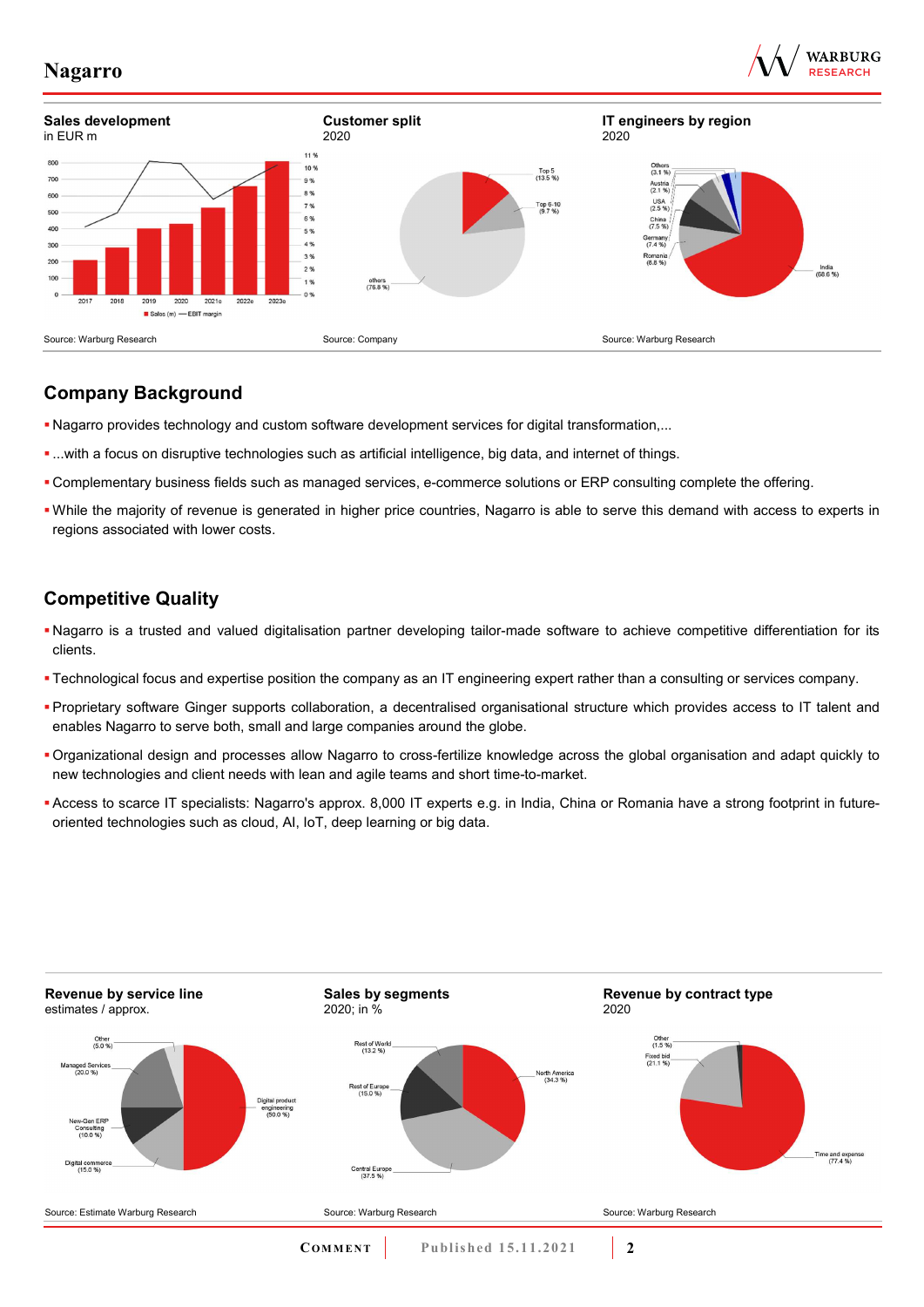**Sales development**
in EUR m

Source: Warburg Research

**Customer split**
2020

Source: Company

**IT engineers by region**
2020

Source: Warburg Research

## Company Background

- Nagarro provides technology and custom software development services for digital transformation,...
- ...with a focus on disruptive technologies such as artificial intelligence, big data, and internet of things.
- Complementary business fields such as managed services, e-commerce solutions or ERP consulting complete the offering.
- While the majority of revenue is generated in higher price countries, Nagarro is able to serve this demand with access to experts in regions associated with lower costs.

## Competitive Quality

- Nagarro is a trusted and valued digitalisation partner developing tailor-made software to achieve competitive differentiation for its clients.
- Technological focus and expertise position the company as an IT engineering expert rather than a consulting or services company.
- Proprietary software Ginger supports collaboration, a decentralised organisational structure which provides access to IT talent and enables Nagarro to serve both, small and large companies around the globe.
- Organizational design and processes allow Nagarro to cross-fertilize knowledge across the global organisation and adapt quickly to new technologies and client needs with lean and agile teams and short time-to-market.
- Access to scarce IT specialists: Nagarro's approx. 8,000 IT experts e.g. in India, China or Romania have a strong footprint in future-oriented technologies such as cloud, AI, IoT, deep learning or big data.

**Revenue by service line**
estimates / approx.

Source: Estimate Warburg Research

**Sales by segments**
2020; in %

Source: Warburg Research

**Revenue by contract type**
2020

Source: Warburg Research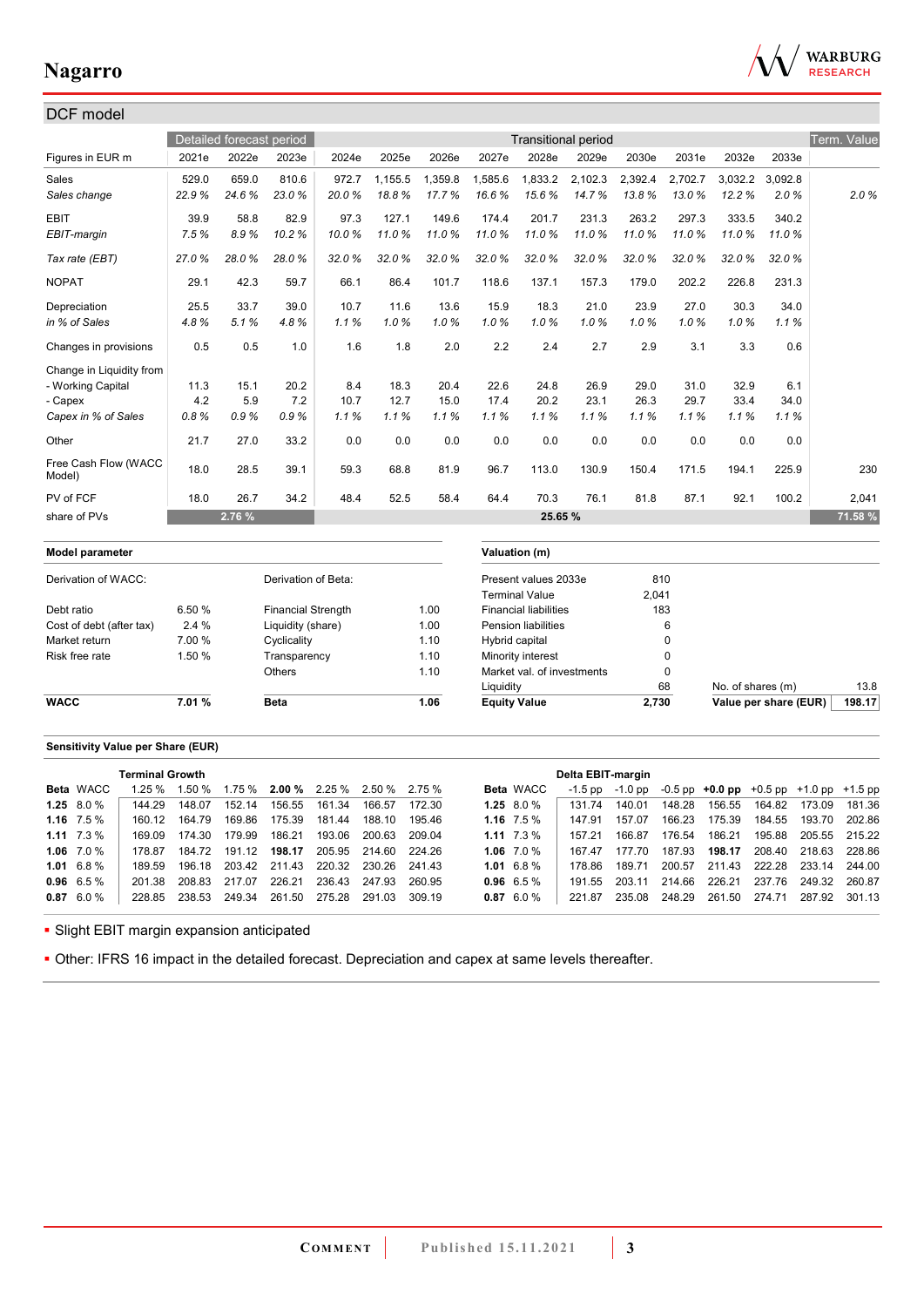## DCF model

| Figures in EUR m | 2021e | 2022e | 2023e | 2024e | 2025e | 2026e | 2027e | 2028e | 2029e | 2030e | 2031e | 2032e | 2033e | Term. Value |
|---|---|---|---|---|---|---|---|---|---|---|---|---|---|---|
| | Detailed forecast period | | | Transitional period | | | | | | | | | | Term. Value |
| Sales | 529.0 | 659.0 | 810.6 | 972.7 | 1,155.5 | 1,359.8 | 1,585.6 | 1,833.2 | 2,102.3 | 2,392.4 | 2,702.7 | 3,032.2 | 3,092.8 | |
| *Sales change* | *22.9 %* | *24.6 %* | *23.0 %* | *20.0 %* | *18.8 %* | *17.7 %* | *16.6 %* | *15.6 %* | *14.7 %* | *13.8 %* | *13.0 %* | *12.2 %* | *2.0 %* | *2.0 %* |
| EBIT | 39.9 | 58.8 | 82.9 | 97.3 | 127.1 | 149.6 | 174.4 | 201.7 | 231.3 | 263.2 | 297.3 | 333.5 | 340.2 | |
| *EBIT-margin* | *7.5 %* | *8.9 %* | *10.2 %* | *10.0 %* | *11.0 %* | *11.0 %* | *11.0 %* | *11.0 %* | *11.0 %* | *11.0 %* | *11.0 %* | *11.0 %* | *11.0 %* | |
| *Tax rate (EBT)* | *27.0 %* | *28.0 %* | *28.0 %* | *32.0 %* | *32.0 %* | *32.0 %* | *32.0 %* | *32.0 %* | *32.0 %* | *32.0 %* | *32.0 %* | *32.0 %* | *32.0 %* | |
| NOPAT | 29.1 | 42.3 | 59.7 | 66.1 | 86.4 | 101.7 | 118.6 | 137.1 | 157.3 | 179.0 | 202.2 | 226.8 | 231.3 | |
| Depreciation | 25.5 | 33.7 | 39.0 | 10.7 | 11.6 | 13.6 | 15.9 | 18.3 | 21.0 | 23.9 | 27.0 | 30.3 | 34.0 | |
| *in % of Sales* | *4.8 %* | *5.1 %* | *4.8 %* | *1.1 %* | *1.0 %* | *1.0 %* | *1.0 %* | *1.0 %* | *1.0 %* | *1.0 %* | *1.0 %* | *1.0 %* | *1.1 %* | |
| Changes in provisions | 0.5 | 0.5 | 1.0 | 1.6 | 1.8 | 2.0 | 2.2 | 2.4 | 2.7 | 2.9 | 3.1 | 3.3 | 0.6 | |
| Change in Liquidity from | | | | | | | | | | | | | | |
| - Working Capital | 11.3 | 15.1 | 20.2 | 8.4 | 18.3 | 20.4 | 22.6 | 24.8 | 26.9 | 29.0 | 31.0 | 32.9 | 6.1 | |
| - Capex | 4.2 | 5.9 | 7.2 | 10.7 | 12.7 | 15.0 | 17.4 | 20.2 | 23.1 | 26.3 | 29.7 | 33.4 | 34.0 | |
| *Capex in % of Sales* | *0.8 %* | *0.9 %* | *0.9 %* | *1.1 %* | *1.1 %* | *1.1 %* | *1.1 %* | *1.1 %* | *1.1 %* | *1.1 %* | *1.1 %* | *1.1 %* | *1.1 %* | |
| Other | 21.7 | 27.0 | 33.2 | 0.0 | 0.0 | 0.0 | 0.0 | 0.0 | 0.0 | 0.0 | 0.0 | 0.0 | 0.0 | |
| Free Cash Flow (WACC Model) | 18.0 | 28.5 | 39.1 | 59.3 | 68.8 | 81.9 | 96.7 | 113.0 | 130.9 | 150.4 | 171.5 | 194.1 | 225.9 | 230 |
| PV of FCF | 18.0 | 26.7 | 34.2 | 48.4 | 52.5 | 58.4 | 64.4 | 70.3 | 76.1 | 81.8 | 87.1 | 92.1 | 100.2 | 2,041 |
| share of PVs | 2.76 % | | | 25.65 % | | | | | | | | | | 71.58 % |

| Model parameter | | | |
|---|---|---|---|
| Derivation of WACC: | | Derivation of Beta: | |
| Debt ratio | 6.50 % | Financial Strength | 1.00 |
| Cost of debt (after tax) | 2.4 % | Liquidity (share) | 1.00 |
| Market return | 7.00 % | Cyclicality | 1.10 |
| Risk free rate | 1.50 % | Transparency | 1.10 |
| | | Others | 1.10 |
| **WACC** | **7.01 %** | **Beta** | **1.06** |

| Valuation (m) | | | |
|---|---|---|---|
| Present values 2033e | 810 | | |
| Terminal Value | 2,041 | | |
| Financial liabilities | 183 | | |
| Pension liabilities | 6 | | |
| Hybrid capital | 0 | | |
| Minority interest | 0 | | |
| Market val. of investments | 0 | | |
| Liquidity | 68 | No. of shares (m) | 13.8 |
| **Equity Value** | **2,730** | **Value per share (EUR)** | **198.17** |

### Sensitivity Value per Share (EUR)

| Beta | WACC | Terminal Growth 1.25 % | 1.50 % | 1.75 % | **2.00 %** | 2.25 % | 2.50 % | 2.75 % |
|---|---|---|---|---|---|---|---|---|
| **1.25** | 8.0 % | 144.29 | 148.07 | 152.14 | 156.55 | 161.34 | 166.57 | 172.30 |
| **1.16** | 7.5 % | 160.12 | 164.79 | 169.86 | 175.39 | 181.44 | 188.10 | 195.46 |
| **1.11** | 7.3 % | 169.09 | 174.30 | 179.99 | 186.21 | 193.06 | 200.63 | 209.04 |
| **1.06** | 7.0 % | 178.87 | 184.72 | 191.12 | **198.17** | 205.95 | 214.60 | 224.26 |
| **1.01** | 6.8 % | 189.59 | 196.18 | 203.42 | 211.43 | 220.32 | 230.26 | 241.43 |
| **0.96** | 6.5 % | 201.38 | 208.83 | 217.07 | 226.21 | 236.43 | 247.93 | 260.95 |
| **0.87** | 6.0 % | 228.85 | 238.53 | 249.34 | 261.50 | 275.28 | 291.03 | 309.19 |

| Beta | WACC | Delta EBIT-margin -1.5 pp | -1.0 pp | -0.5 pp | **+0.0 pp** | +0.5 pp | +1.0 pp | +1.5 pp |
|---|---|---|---|---|---|---|---|---|
| **1.25** | 8.0 % | 131.74 | 140.01 | 148.28 | 156.55 | 164.82 | 173.09 | 181.36 |
| **1.16** | 7.5 % | 147.91 | 157.07 | 166.23 | 175.39 | 184.55 | 193.70 | 202.86 |
| **1.11** | 7.3 % | 157.21 | 166.87 | 176.54 | 186.21 | 195.88 | 205.55 | 215.22 |
| **1.06** | 7.0 % | 167.47 | 177.70 | 187.93 | **198.17** | 208.40 | 218.63 | 228.86 |
| **1.01** | 6.8 % | 178.86 | 189.71 | 200.57 | 211.43 | 222.28 | 233.14 | 244.00 |
| **0.96** | 6.5 % | 191.55 | 203.11 | 214.66 | 226.21 | 237.76 | 249.32 | 260.87 |
| **0.87** | 6.0 % | 221.87 | 235.08 | 248.29 | 261.50 | 274.71 | 287.92 | 301.13 |

- Slight EBIT margin expansion anticipated
- Other: IFRS 16 impact in the detailed forecast. Depreciation and capex at same levels thereafter.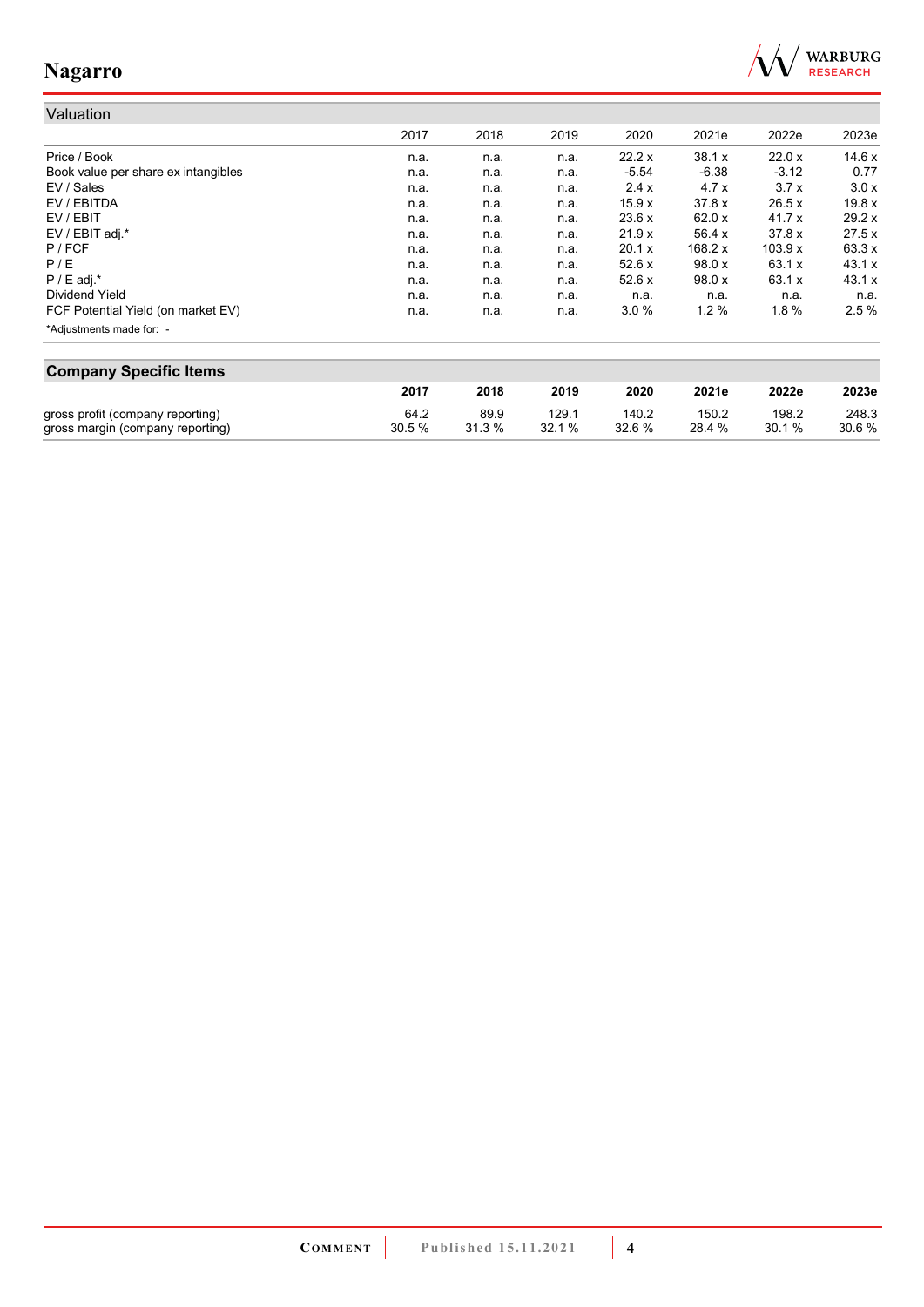## Valuation

| | 2017 | 2018 | 2019 | 2020 | 2021e | 2022e | 2023e |
|---|---|---|---|---|---|---|---|
| Price / Book | n.a. | n.a. | n.a. | 22.2 x | 38.1 x | 22.0 x | 14.6 x |
| Book value per share ex intangibles | n.a. | n.a. | n.a. | -5.54 | -6.38 | -3.12 | 0.77 |
| EV / Sales | n.a. | n.a. | n.a. | 2.4 x | 4.7 x | 3.7 x | 3.0 x |
| EV / EBITDA | n.a. | n.a. | n.a. | 15.9 x | 37.8 x | 26.5 x | 19.8 x |
| EV / EBIT | n.a. | n.a. | n.a. | 23.6 x | 62.0 x | 41.7 x | 29.2 x |
| EV / EBIT adj.* | n.a. | n.a. | n.a. | 21.9 x | 56.4 x | 37.8 x | 27.5 x |
| P / FCF | n.a. | n.a. | n.a. | 20.1 x | 168.2 x | 103.9 x | 63.3 x |
| P / E | n.a. | n.a. | n.a. | 52.6 x | 98.0 x | 63.1 x | 43.1 x |
| P / E adj.* | n.a. | n.a. | n.a. | 52.6 x | 98.0 x | 63.1 x | 43.1 x |
| Dividend Yield | n.a. | n.a. | n.a. | n.a. | n.a. | n.a. | n.a. |
| FCF Potential Yield (on market EV) | n.a. | n.a. | n.a. | 3.0 % | 1.2 % | 1.8 % | 2.5 % |

*Adjustments made for: -

## Company Specific Items

| | 2017 | 2018 | 2019 | 2020 | 2021e | 2022e | 2023e |
|---|---|---|---|---|---|---|---|
| gross profit (company reporting) | 64.2 | 89.9 | 129.1 | 140.2 | 150.2 | 198.2 | 248.3 |
| gross margin (company reporting) | 30.5 % | 31.3 % | 32.1 % | 32.6 % | 28.4 % | 30.1 % | 30.6 % |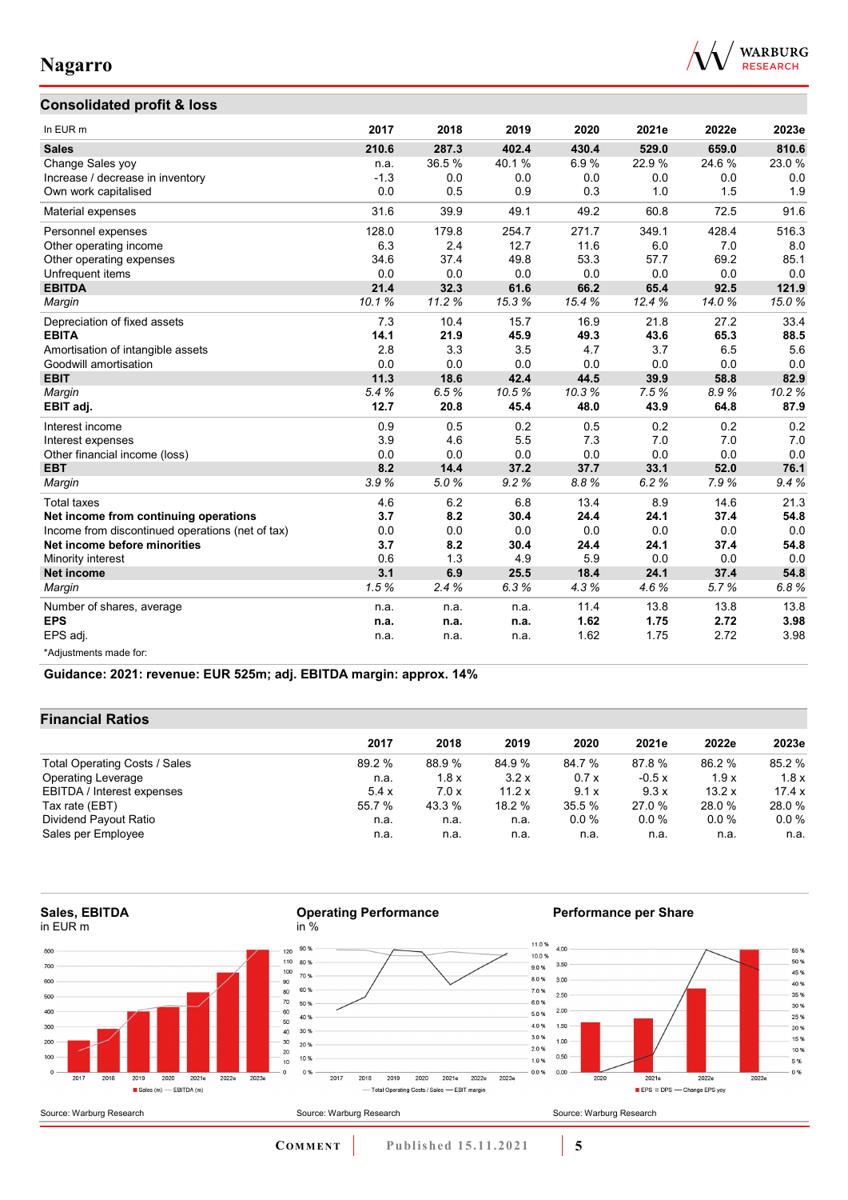## Consolidated profit & loss

| In EUR m | 2017 | 2018 | 2019 | 2020 | 2021e | 2022e | 2023e |
|---|---|---|---|---|---|---|---|
| **Sales** | **210.6** | **287.3** | **402.4** | **430.4** | **529.0** | **659.0** | **810.6** |
| Change Sales yoy | n.a. | 36.5 % | 40.1 % | 6.9 % | 22.9 % | 24.6 % | 23.0 % |
| Increase / decrease in inventory | -1.3 | 0.0 | 0.0 | 0.0 | 0.0 | 0.0 | 0.0 |
| Own work capitalised | 0.0 | 0.5 | 0.9 | 0.3 | 1.0 | 1.5 | 1.9 |
| Material expenses | 31.6 | 39.9 | 49.1 | 49.2 | 60.8 | 72.5 | 91.6 |
| Personnel expenses | 128.0 | 179.8 | 254.7 | 271.7 | 349.1 | 428.4 | 516.3 |
| Other operating income | 6.3 | 2.4 | 12.7 | 11.6 | 6.0 | 7.0 | 8.0 |
| Other operating expenses | 34.6 | 37.4 | 49.8 | 53.3 | 57.7 | 69.2 | 85.1 |
| Unfrequent items | 0.0 | 0.0 | 0.0 | 0.0 | 0.0 | 0.0 | 0.0 |
| **EBITDA** | **21.4** | **32.3** | **61.6** | **66.2** | **65.4** | **92.5** | **121.9** |
| *Margin* | *10.1 %* | *11.2 %* | *15.3 %* | *15.4 %* | *12.4 %* | *14.0 %* | *15.0 %* |
| Depreciation of fixed assets | 7.3 | 10.4 | 15.7 | 16.9 | 21.8 | 27.2 | 33.4 |
| **EBITA** | **14.1** | **21.9** | **45.9** | **49.3** | **43.6** | **65.3** | **88.5** |
| Amortisation of intangible assets | 2.8 | 3.3 | 3.5 | 4.7 | 3.7 | 6.5 | 5.6 |
| Goodwill amortisation | 0.0 | 0.0 | 0.0 | 0.0 | 0.0 | 0.0 | 0.0 |
| **EBIT** | **11.3** | **18.6** | **42.4** | **44.5** | **39.9** | **58.8** | **82.9** |
| *Margin* | *5.4 %* | *6.5 %* | *10.5 %* | *10.3 %* | *7.5 %* | *8.9 %* | *10.2 %* |
| **EBIT adj.** | **12.7** | **20.8** | **45.4** | **48.0** | **43.9** | **64.8** | **87.9** |
| Interest income | 0.9 | 0.5 | 0.2 | 0.5 | 0.2 | 0.2 | 0.2 |
| Interest expenses | 3.9 | 4.6 | 5.5 | 7.3 | 7.0 | 7.0 | 7.0 |
| Other financial income (loss) | 0.0 | 0.0 | 0.0 | 0.0 | 0.0 | 0.0 | 0.0 |
| **EBT** | **8.2** | **14.4** | **37.2** | **37.7** | **33.1** | **52.0** | **76.1** |
| *Margin* | *3.9 %* | *5.0 %* | *9.2 %* | *8.8 %* | *6.2 %* | *7.9 %* | *9.4 %* |
| Total taxes | 4.6 | 6.2 | 6.8 | 13.4 | 8.9 | 14.6 | 21.3 |
| **Net income from continuing operations** | **3.7** | **8.2** | **30.4** | **24.4** | **24.1** | **37.4** | **54.8** |
| Income from discontinued operations (net of tax) | 0.0 | 0.0 | 0.0 | 0.0 | 0.0 | 0.0 | 0.0 |
| **Net income before minorities** | **3.7** | **8.2** | **30.4** | **24.4** | **24.1** | **37.4** | **54.8** |
| Minority interest | 0.6 | 1.3 | 4.9 | 5.9 | 0.0 | 0.0 | 0.0 |
| **Net income** | **3.1** | **6.9** | **25.5** | **18.4** | **24.1** | **37.4** | **54.8** |
| *Margin* | *1.5 %* | *2.4 %* | *6.3 %* | *4.3 %* | *4.6 %* | *5.7 %* | *6.8 %* |
| Number of shares, average | n.a. | n.a. | n.a. | 11.4 | 13.8 | 13.8 | 13.8 |
| **EPS** | **n.a.** | **n.a.** | **n.a.** | **1.62** | **1.75** | **2.72** | **3.98** |
| EPS adj. | n.a. | n.a. | n.a. | 1.62 | 1.75 | 2.72 | 3.98 |

*Adjustments made for:

**Guidance: 2021: revenue: EUR 525m; adj. EBITDA margin: approx. 14%**

## Financial Ratios

| | 2017 | 2018 | 2019 | 2020 | 2021e | 2022e | 2023e |
|---|---|---|---|---|---|---|---|
| Total Operating Costs / Sales | 89.2 % | 88.9 % | 84.9 % | 84.7 % | 87.8 % | 86.2 % | 85.2 % |
| Operating Leverage | n.a. | 1.8 x | 3.2 x | 0.7 x | -0.5 x | 1.9 x | 1.8 x |
| EBITDA / Interest expenses | 5.4 x | 7.0 x | 11.2 x | 9.1 x | 9.3 x | 13.2 x | 17.4 x |
| Tax rate (EBT) | 55.7 % | 43.3 % | 18.2 % | 35.5 % | 27.0 % | 28.0 % | 28.0 % |
| Dividend Payout Ratio | n.a. | n.a. | n.a. | 0.0 % | 0.0 % | 0.0 % | 0.0 % |
| Sales per Employee | n.a. | n.a. | n.a. | n.a. | n.a. | n.a. | n.a. |

**Sales, EBITDA**
in EUR m

Source: Warburg Research

**Operating Performance**
in %

Source: Warburg Research

**Performance per Share**

Source: Warburg Research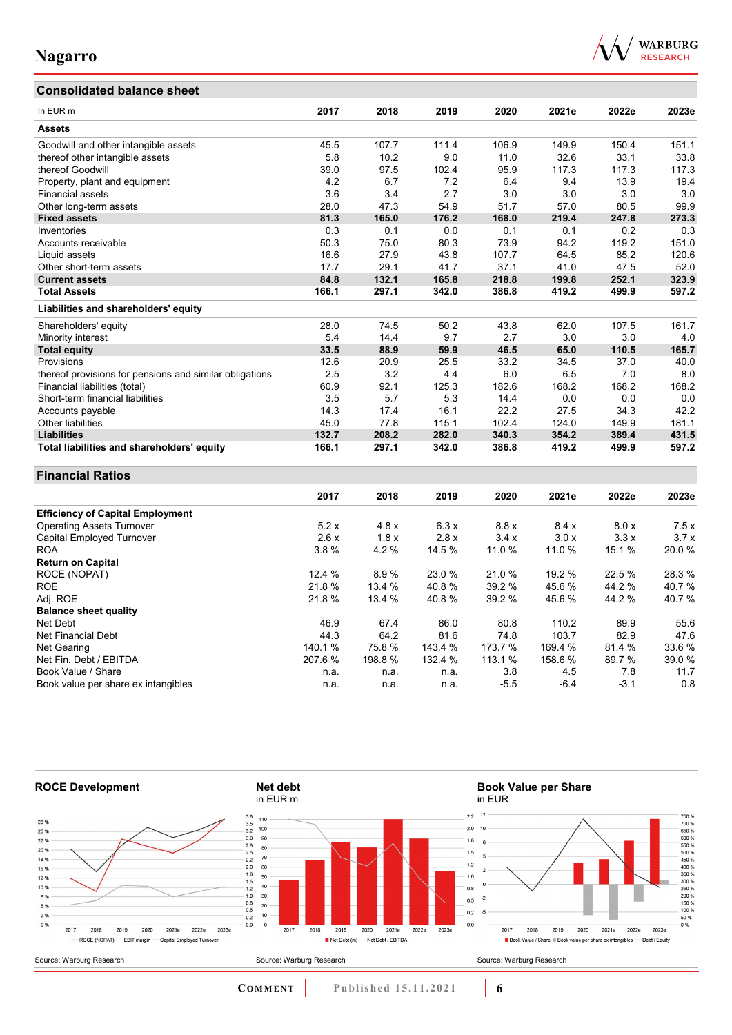## Consolidated balance sheet

| In EUR m | 2017 | 2018 | 2019 | 2020 | 2021e | 2022e | 2023e |
|---|---|---|---|---|---|---|---|
| **Assets** | | | | | | | |
| Goodwill and other intangible assets | 45.5 | 107.7 | 111.4 | 106.9 | 149.9 | 150.4 | 151.1 |
| thereof other intangible assets | 5.8 | 10.2 | 9.0 | 11.0 | 32.6 | 33.1 | 33.8 |
| thereof Goodwill | 39.0 | 97.5 | 102.4 | 95.9 | 117.3 | 117.3 | 117.3 |
| Property, plant and equipment | 4.2 | 6.7 | 7.2 | 6.4 | 9.4 | 13.9 | 19.4 |
| Financial assets | 3.6 | 3.4 | 2.7 | 3.0 | 3.0 | 3.0 | 3.0 |
| Other long-term assets | 28.0 | 47.3 | 54.9 | 51.7 | 57.0 | 80.5 | 99.9 |
| **Fixed assets** | **81.3** | **165.0** | **176.2** | **168.0** | **219.4** | **247.8** | **273.3** |
| Inventories | 0.3 | 0.1 | 0.0 | 0.1 | 0.1 | 0.2 | 0.3 |
| Accounts receivable | 50.3 | 75.0 | 80.3 | 73.9 | 94.2 | 119.2 | 151.0 |
| Liquid assets | 16.6 | 27.9 | 43.8 | 107.7 | 64.5 | 85.2 | 120.6 |
| Other short-term assets | 17.7 | 29.1 | 41.7 | 37.1 | 41.0 | 47.5 | 52.0 |
| **Current assets** | **84.8** | **132.1** | **165.8** | **218.8** | **199.8** | **252.1** | **323.9** |
| **Total Assets** | **166.1** | **297.1** | **342.0** | **386.8** | **419.2** | **499.9** | **597.2** |
| **Liabilities and shareholders' equity** | | | | | | | |
| Shareholders' equity | 28.0 | 74.5 | 50.2 | 43.8 | 62.0 | 107.5 | 161.7 |
| Minority interest | 5.4 | 14.4 | 9.7 | 2.7 | 3.0 | 3.0 | 4.0 |
| **Total equity** | **33.5** | **88.9** | **59.9** | **46.5** | **65.0** | **110.5** | **165.7** |
| Provisions | 12.6 | 20.9 | 25.5 | 33.2 | 34.5 | 37.0 | 40.0 |
| thereof provisions for pensions and similar obligations | 2.5 | 3.2 | 4.4 | 6.0 | 6.5 | 7.0 | 8.0 |
| Financial liabilities (total) | 60.9 | 92.1 | 125.3 | 182.6 | 168.2 | 168.2 | 168.2 |
| Short-term financial liabilities | 3.5 | 5.7 | 5.3 | 14.4 | 0.0 | 0.0 | 0.0 |
| Accounts payable | 14.3 | 17.4 | 16.1 | 22.2 | 27.5 | 34.3 | 42.2 |
| Other liabilities | 45.0 | 77.8 | 115.1 | 102.4 | 124.0 | 149.9 | 181.1 |
| **Liabilities** | **132.7** | **208.2** | **282.0** | **340.3** | **354.2** | **389.4** | **431.5** |
| **Total liabilities and shareholders' equity** | **166.1** | **297.1** | **342.0** | **386.8** | **419.2** | **499.9** | **597.2** |

## Financial Ratios

| | 2017 | 2018 | 2019 | 2020 | 2021e | 2022e | 2023e |
|---|---|---|---|---|---|---|---|
| **Efficiency of Capital Employment** | | | | | | | |
| Operating Assets Turnover | 5.2 x | 4.8 x | 6.3 x | 8.8 x | 8.4 x | 8.0 x | 7.5 x |
| Capital Employed Turnover | 2.6 x | 1.8 x | 2.8 x | 3.4 x | 3.0 x | 3.3 x | 3.7 x |
| ROA | 3.8 % | 4.2 % | 14.5 % | 11.0 % | 11.0 % | 15.1 % | 20.0 % |
| **Return on Capital** | | | | | | | |
| ROCE (NOPAT) | 12.4 % | 8.9 % | 23.0 % | 21.0 % | 19.2 % | 22.5 % | 28.3 % |
| ROE | 21.8 % | 13.4 % | 40.8 % | 39.2 % | 45.6 % | 44.2 % | 40.7 % |
| Adj. ROE | 21.8 % | 13.4 % | 40.8 % | 39.2 % | 45.6 % | 44.2 % | 40.7 % |
| **Balance sheet quality** | | | | | | | |
| Net Debt | 46.9 | 67.4 | 86.0 | 80.8 | 110.2 | 89.9 | 55.6 |
| Net Financial Debt | 44.3 | 64.2 | 81.6 | 74.8 | 103.7 | 82.9 | 47.6 |
| Net Gearing | 140.1 % | 75.8 % | 143.4 % | 173.7 % | 169.4 % | 81.4 % | 33.6 % |
| Net Fin. Debt / EBITDA | 207.6 % | 198.8 % | 132.4 % | 113.1 % | 158.6 % | 89.7 % | 39.0 % |
| Book Value / Share | n.a. | n.a. | n.a. | 3.8 | 4.5 | 7.8 | 11.7 |
| Book value per share ex intangibles | n.a. | n.a. | n.a. | -5.5 | -6.4 | -3.1 | 0.8 |

**ROCE Development**

Source: Warburg Research

**Net debt**
in EUR m

Source: Warburg Research

**Book Value per Share**
in EUR

Source: Warburg Research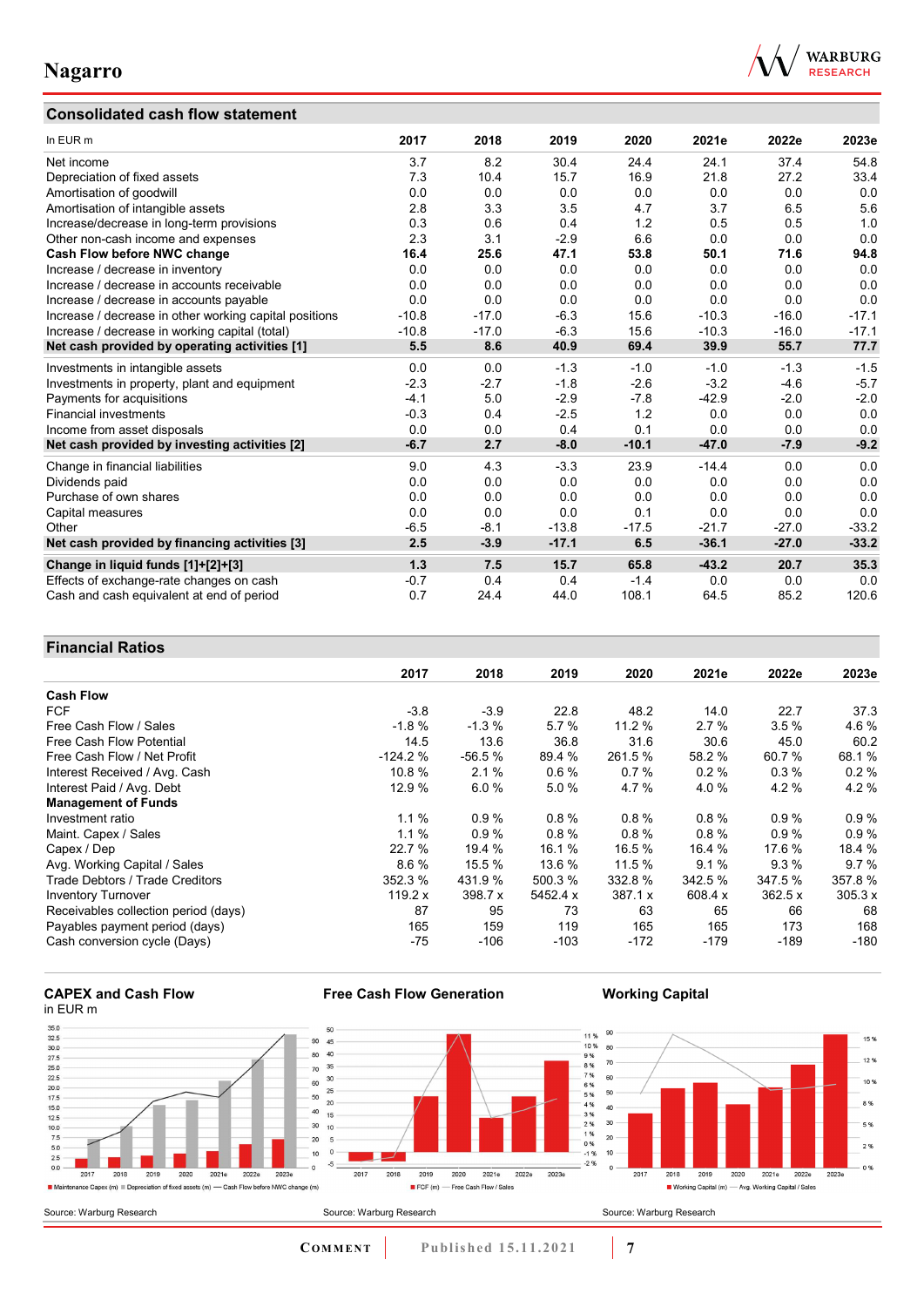## Consolidated cash flow statement

| In EUR m | 2017 | 2018 | 2019 | 2020 | 2021e | 2022e | 2023e |
|---|---|---|---|---|---|---|---|
| Net income | 3.7 | 8.2 | 30.4 | 24.4 | 24.1 | 37.4 | 54.8 |
| Depreciation of fixed assets | 7.3 | 10.4 | 15.7 | 16.9 | 21.8 | 27.2 | 33.4 |
| Amortisation of goodwill | 0.0 | 0.0 | 0.0 | 0.0 | 0.0 | 0.0 | 0.0 |
| Amortisation of intangible assets | 2.8 | 3.3 | 3.5 | 4.7 | 3.7 | 6.5 | 5.6 |
| Increase/decrease in long-term provisions | 0.3 | 0.6 | 0.4 | 1.2 | 0.5 | 0.5 | 1.0 |
| Other non-cash income and expenses | 2.3 | 3.1 | -2.9 | 6.6 | 0.0 | 0.0 | 0.0 |
| **Cash Flow before NWC change** | **16.4** | **25.6** | **47.1** | **53.8** | **50.1** | **71.6** | **94.8** |
| Increase / decrease in inventory | 0.0 | 0.0 | 0.0 | 0.0 | 0.0 | 0.0 | 0.0 |
| Increase / decrease in accounts receivable | 0.0 | 0.0 | 0.0 | 0.0 | 0.0 | 0.0 | 0.0 |
| Increase / decrease in accounts payable | 0.0 | 0.0 | 0.0 | 0.0 | 0.0 | 0.0 | 0.0 |
| Increase / decrease in other working capital positions | -10.8 | -17.0 | -6.3 | 15.6 | -10.3 | -16.0 | -17.1 |
| Increase / decrease in working capital (total) | -10.8 | -17.0 | -6.3 | 15.6 | -10.3 | -16.0 | -17.1 |
| **Net cash provided by operating activities [1]** | **5.5** | **8.6** | **40.9** | **69.4** | **39.9** | **55.7** | **77.7** |
| Investments in intangible assets | 0.0 | 0.0 | -1.3 | -1.0 | -1.0 | -1.3 | -1.5 |
| Investments in property, plant and equipment | -2.3 | -2.7 | -1.8 | -2.6 | -3.2 | -4.6 | -5.7 |
| Payments for acquisitions | -4.1 | 5.0 | -2.9 | -7.8 | -42.9 | -2.0 | -2.0 |
| Financial investments | -0.3 | 0.4 | -2.5 | 1.2 | 0.0 | 0.0 | 0.0 |
| Income from asset disposals | 0.0 | 0.0 | 0.4 | 0.1 | 0.0 | 0.0 | 0.0 |
| **Net cash provided by investing activities [2]** | **-6.7** | **2.7** | **-8.0** | **-10.1** | **-47.0** | **-7.9** | **-9.2** |
| Change in financial liabilities | 9.0 | 4.3 | -3.3 | 23.9 | -14.4 | 0.0 | 0.0 |
| Dividends paid | 0.0 | 0.0 | 0.0 | 0.0 | 0.0 | 0.0 | 0.0 |
| Purchase of own shares | 0.0 | 0.0 | 0.0 | 0.0 | 0.0 | 0.0 | 0.0 |
| Capital measures | 0.0 | 0.0 | 0.0 | 0.1 | 0.0 | 0.0 | 0.0 |
| Other | -6.5 | -8.1 | -13.8 | -17.5 | -21.7 | -27.0 | -33.2 |
| **Net cash provided by financing activities [3]** | **2.5** | **-3.9** | **-17.1** | **6.5** | **-36.1** | **-27.0** | **-33.2** |
| **Change in liquid funds [1]+[2]+[3]** | **1.3** | **7.5** | **15.7** | **65.8** | **-43.2** | **20.7** | **35.3** |
| Effects of exchange-rate changes on cash | -0.7 | 0.4 | 0.4 | -1.4 | 0.0 | 0.0 | 0.0 |
| Cash and cash equivalent at end of period | 0.7 | 24.4 | 44.0 | 108.1 | 64.5 | 85.2 | 120.6 |

## Financial Ratios

| | 2017 | 2018 | 2019 | 2020 | 2021e | 2022e | 2023e |
|---|---|---|---|---|---|---|---|
| **Cash Flow** | | | | | | | |
| FCF | -3.8 | -3.9 | 22.8 | 48.2 | 14.0 | 22.7 | 37.3 |
| Free Cash Flow / Sales | -1.8 % | -1.3 % | 5.7 % | 11.2 % | 2.7 % | 3.5 % | 4.6 % |
| Free Cash Flow Potential | 14.5 | 13.6 | 36.8 | 31.6 | 30.6 | 45.0 | 60.2 |
| Free Cash Flow / Net Profit | -124.2 % | -56.5 % | 89.4 % | 261.5 % | 58.2 % | 60.7 % | 68.1 % |
| Interest Received / Avg. Cash | 10.8 % | 2.1 % | 0.6 % | 0.7 % | 0.2 % | 0.3 % | 0.2 % |
| Interest Paid / Avg. Debt | 12.9 % | 6.0 % | 5.0 % | 4.7 % | 4.0 % | 4.2 % | 4.2 % |
| **Management of Funds** | | | | | | | |
| Investment ratio | 1.1 % | 0.9 % | 0.8 % | 0.8 % | 0.8 % | 0.9 % | 0.9 % |
| Maint. Capex / Sales | 1.1 % | 0.9 % | 0.8 % | 0.8 % | 0.8 % | 0.9 % | 0.9 % |
| Capex / Dep | 22.7 % | 19.4 % | 16.1 % | 16.5 % | 16.4 % | 17.6 % | 18.4 % |
| Avg. Working Capital / Sales | 8.6 % | 15.5 % | 13.6 % | 11.5 % | 9.1 % | 9.3 % | 9.7 % |
| Trade Debtors / Trade Creditors | 352.3 % | 431.9 % | 500.3 % | 332.8 % | 342.5 % | 347.5 % | 357.8 % |
| Inventory Turnover | 119.2 x | 398.7 x | 5452.4 x | 387.1 x | 608.4 x | 362.5 x | 305.3 x |
| Receivables collection period (days) | 87 | 95 | 73 | 63 | 65 | 66 | 68 |
| Payables payment period (days) | 165 | 159 | 119 | 165 | 165 | 173 | 168 |
| Cash conversion cycle (Days) | -75 | -106 | -103 | -172 | -179 | -189 | -180 |

### CAPEX and Cash Flow

in EUR m

Maintenance Capex (m) | Depreciation of fixed assets (m) | Cash Flow before NWC change (m)

Source: Warburg Research

### Free Cash Flow Generation

FCF (m) | Free Cash Flow / Sales

Source: Warburg Research

### Working Capital

Working Capital (m) | Avg. Working Capital / Sales

Source: Warburg Research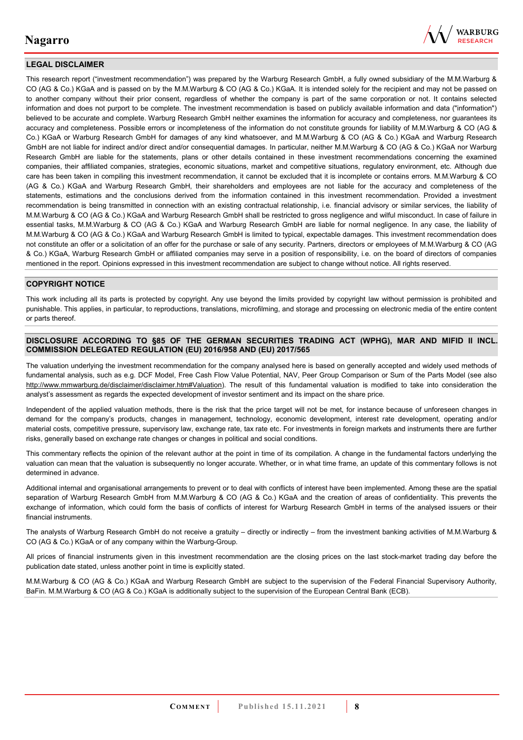## LEGAL DISCLAIMER

This research report ("investment recommendation") was prepared by the Warburg Research GmbH, a fully owned subsidiary of the M.M.Warburg & CO (AG & Co.) KGaA and is passed on by the M.M.Warburg & CO (AG & Co.) KGaA. It is intended solely for the recipient and may not be passed on to another company without their prior consent, regardless of whether the company is part of the same corporation or not. It contains selected information and does not purport to be complete. The investment recommendation is based on publicly available information and data ("information") believed to be accurate and complete. Warburg Research GmbH neither examines the information for accuracy and completeness, nor guarantees its accuracy and completeness. Possible errors or incompleteness of the information do not constitute grounds for liability of M.M.Warburg & CO (AG & Co.) KGaA or Warburg Research GmbH for damages of any kind whatsoever, and M.M.Warburg & CO (AG & Co.) KGaA and Warburg Research GmbH are not liable for indirect and/or direct and/or consequential damages. In particular, neither M.M.Warburg & CO (AG & Co.) KGaA nor Warburg Research GmbH are liable for the statements, plans or other details contained in these investment recommendations concerning the examined companies, their affiliated companies, strategies, economic situations, market and competitive situations, regulatory environment, etc. Although due care has been taken in compiling this investment recommendation, it cannot be excluded that it is incomplete or contains errors. M.M.Warburg & CO (AG & Co.) KGaA and Warburg Research GmbH, their shareholders and employees are not liable for the accuracy and completeness of the statements, estimations and the conclusions derived from the information contained in this investment recommendation. Provided a investment recommendation is being transmitted in connection with an existing contractual relationship, i.e. financial advisory or similar services, the liability of M.M.Warburg & CO (AG & Co.) KGaA and Warburg Research GmbH shall be restricted to gross negligence and wilful misconduct. In case of failure in essential tasks, M.M.Warburg & CO (AG & Co.) KGaA and Warburg Research GmbH are liable for normal negligence. In any case, the liability of M.M.Warburg & CO (AG & Co.) KGaA and Warburg Research GmbH is limited to typical, expectable damages. This investment recommendation does not constitute an offer or a solicitation of an offer for the purchase or sale of any security. Partners, directors or employees of M.M.Warburg & CO (AG & Co.) KGaA, Warburg Research GmbH or affiliated companies may serve in a position of responsibility, i.e. on the board of directors of companies mentioned in the report. Opinions expressed in this investment recommendation are subject to change without notice. All rights reserved.

## COPYRIGHT NOTICE

This work including all its parts is protected by copyright. Any use beyond the limits provided by copyright law without permission is prohibited and punishable. This applies, in particular, to reproductions, translations, microfilming, and storage and processing on electronic media of the entire content or parts thereof.

## DISCLOSURE ACCORDING TO §85 OF THE GERMAN SECURITIES TRADING ACT (WPHG), MAR AND MIFID II INCL. COMMISSION DELEGATED REGULATION (EU) 2016/958 AND (EU) 2017/565

The valuation underlying the investment recommendation for the company analysed here is based on generally accepted and widely used methods of fundamental analysis, such as e.g. DCF Model, Free Cash Flow Value Potential, NAV, Peer Group Comparison or Sum of the Parts Model (see also http://www.mmwarburg.de/disclaimer/disclaimer.htm#Valuation). The result of this fundamental valuation is modified to take into consideration the analyst's assessment as regards the expected development of investor sentiment and its impact on the share price.

Independent of the applied valuation methods, there is the risk that the price target will not be met, for instance because of unforeseen changes in demand for the company's products, changes in management, technology, economic development, interest rate development, operating and/or material costs, competitive pressure, supervisory law, exchange rate, tax rate etc. For investments in foreign markets and instruments there are further risks, generally based on exchange rate changes or changes in political and social conditions.

This commentary reflects the opinion of the relevant author at the point in time of its compilation. A change in the fundamental factors underlying the valuation can mean that the valuation is subsequently no longer accurate. Whether, or in what time frame, an update of this commentary follows is not determined in advance.

Additional internal and organisational arrangements to prevent or to deal with conflicts of interest have been implemented. Among these are the spatial separation of Warburg Research GmbH from M.M.Warburg & CO (AG & Co.) KGaA and the creation of areas of confidentiality. This prevents the exchange of information, which could form the basis of conflicts of interest for Warburg Research GmbH in terms of the analysed issuers or their financial instruments.

The analysts of Warburg Research GmbH do not receive a gratuity – directly or indirectly – from the investment banking activities of M.M.Warburg & CO (AG & Co.) KGaA or of any company within the Warburg-Group.

All prices of financial instruments given in this investment recommendation are the closing prices on the last stock-market trading day before the publication date stated, unless another point in time is explicitly stated.

M.M.Warburg & CO (AG & Co.) KGaA and Warburg Research GmbH are subject to the supervision of the Federal Financial Supervisory Authority, BaFin. M.M.Warburg & CO (AG & Co.) KGaA is additionally subject to the supervision of the European Central Bank (ECB).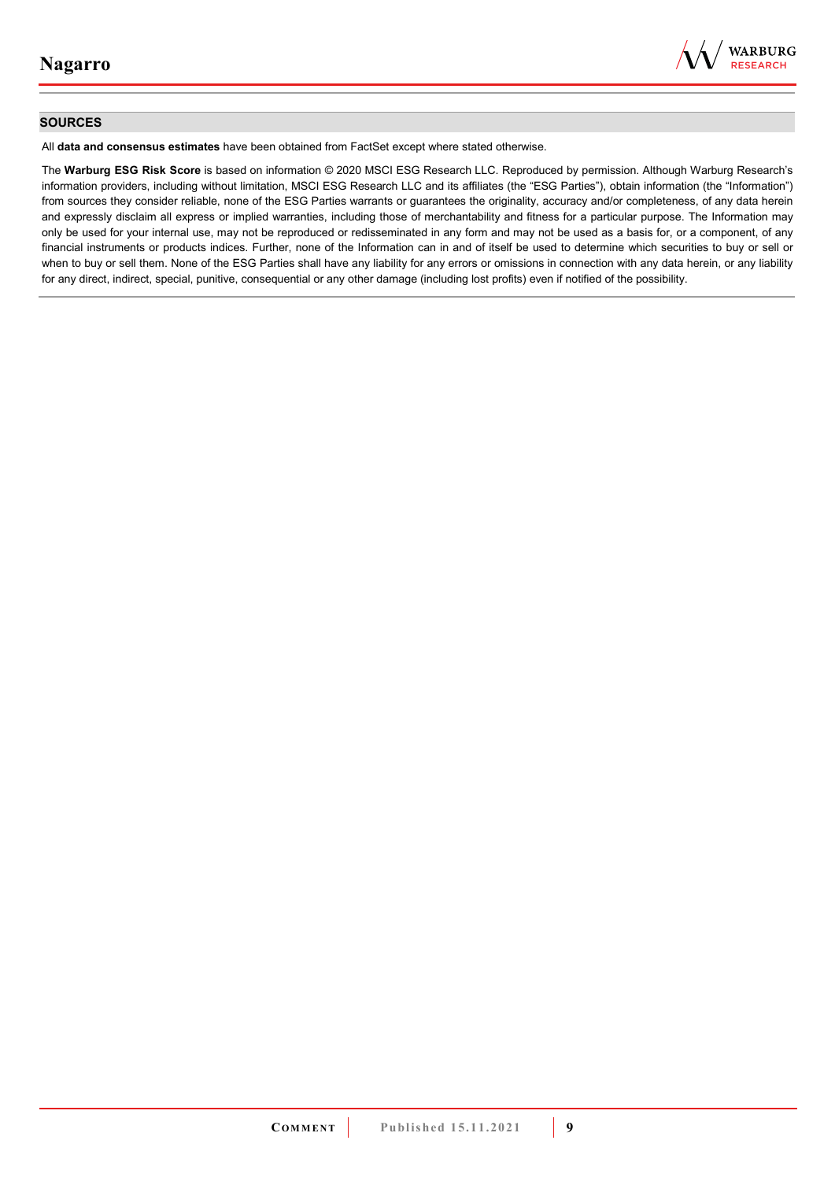## SOURCES

All **data and consensus estimates** have been obtained from FactSet except where stated otherwise.

The **Warburg ESG Risk Score** is based on information © 2020 MSCI ESG Research LLC. Reproduced by permission. Although Warburg Research's information providers, including without limitation, MSCI ESG Research LLC and its affiliates (the "ESG Parties"), obtain information (the "Information") from sources they consider reliable, none of the ESG Parties warrants or guarantees the originality, accuracy and/or completeness, of any data herein and expressly disclaim all express or implied warranties, including those of merchantability and fitness for a particular purpose. The Information may only be used for your internal use, may not be reproduced or redisseminated in any form and may not be used as a basis for, or a component, of any financial instruments or products indices. Further, none of the Information can in and of itself be used to determine which securities to buy or sell or when to buy or sell them. None of the ESG Parties shall have any liability for any errors or omissions in connection with any data herein, or any liability for any direct, indirect, special, punitive, consequential or any other damage (including lost profits) even if notified of the possibility.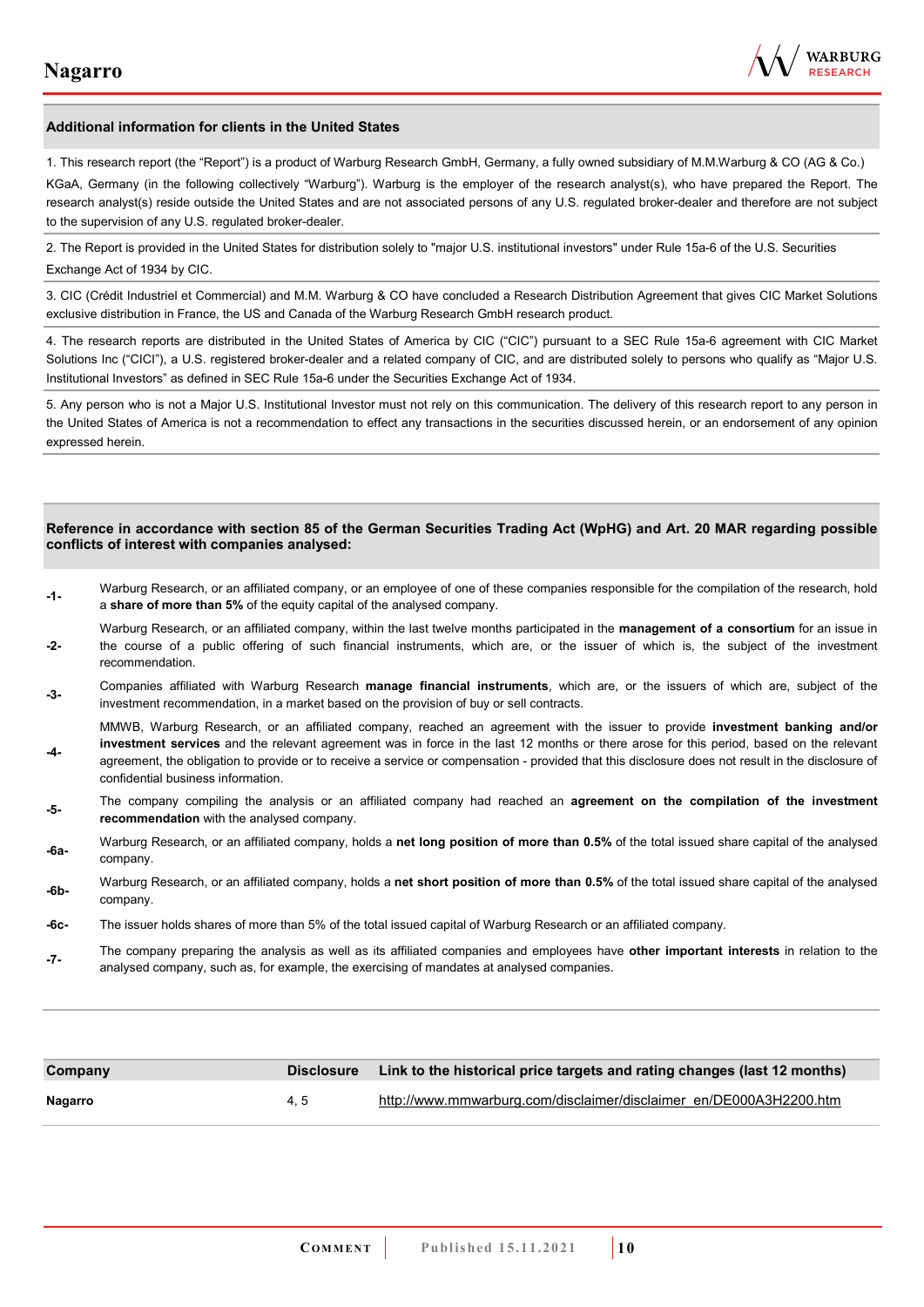## Additional information for clients in the United States

1. This research report (the "Report") is a product of Warburg Research GmbH, Germany, a fully owned subsidiary of M.M.Warburg & CO (AG & Co.) KGaA, Germany (in the following collectively "Warburg"). Warburg is the employer of the research analyst(s), who have prepared the Report. The research analyst(s) reside outside the United States and are not associated persons of any U.S. regulated broker-dealer and therefore are not subject to the supervision of any U.S. regulated broker-dealer.

2. The Report is provided in the United States for distribution solely to "major U.S. institutional investors" under Rule 15a-6 of the U.S. Securities Exchange Act of 1934 by CIC.

3. CIC (Crédit Industriel et Commercial) and M.M. Warburg & CO have concluded a Research Distribution Agreement that gives CIC Market Solutions exclusive distribution in France, the US and Canada of the Warburg Research GmbH research product.

4. The research reports are distributed in the United States of America by CIC ("CIC") pursuant to a SEC Rule 15a-6 agreement with CIC Market Solutions Inc ("CICI"), a U.S. registered broker-dealer and a related company of CIC, and are distributed solely to persons who qualify as "Major U.S. Institutional Investors" as defined in SEC Rule 15a-6 under the Securities Exchange Act of 1934.

5. Any person who is not a Major U.S. Institutional Investor must not rely on this communication. The delivery of this research report to any person in the United States of America is not a recommendation to effect any transactions in the securities discussed herein, or an endorsement of any opinion expressed herein.

## Reference in accordance with section 85 of the German Securities Trading Act (WpHG) and Art. 20 MAR regarding possible conflicts of interest with companies analysed:

**-1-** Warburg Research, or an affiliated company, or an employee of one of these companies responsible for the compilation of the research, hold a **share of more than 5%** of the equity capital of the analysed company.

**-2-** Warburg Research, or an affiliated company, within the last twelve months participated in the **management of a consortium** for an issue in the course of a public offering of such financial instruments, which are, or the issuer of which is, the subject of the investment recommendation.

**-3-** Companies affiliated with Warburg Research **manage financial instruments**, which are, or the issuers of which are, subject of the investment recommendation, in a market based on the provision of buy or sell contracts.

**-4-** MMWB, Warburg Research, or an affiliated company, reached an agreement with the issuer to provide **investment banking and/or investment services** and the relevant agreement was in force in the last 12 months or there arose for this period, based on the relevant agreement, the obligation to provide or to receive a service or compensation - provided that this disclosure does not result in the disclosure of confidential business information.

**-5-** The company compiling the analysis or an affiliated company had reached an **agreement on the compilation of the investment recommendation** with the analysed company.

**-6a-** Warburg Research, or an affiliated company, holds a **net long position of more than 0.5%** of the total issued share capital of the analysed company.

**-6b-** Warburg Research, or an affiliated company, holds a **net short position of more than 0.5%** of the total issued share capital of the analysed company.

**-6c-** The issuer holds shares of more than 5% of the total issued capital of Warburg Research or an affiliated company.

**-7-** The company preparing the analysis as well as its affiliated companies and employees have **other important interests** in relation to the analysed company, such as, for example, the exercising of mandates at analysed companies.

| Company | Disclosure | Link to the historical price targets and rating changes (last 12 months) |
|---|---|---|
| **Nagarro** | 4, 5 | http://www.mmwarburg.com/disclaimer/disclaimer_en/DE000A3H2200.htm |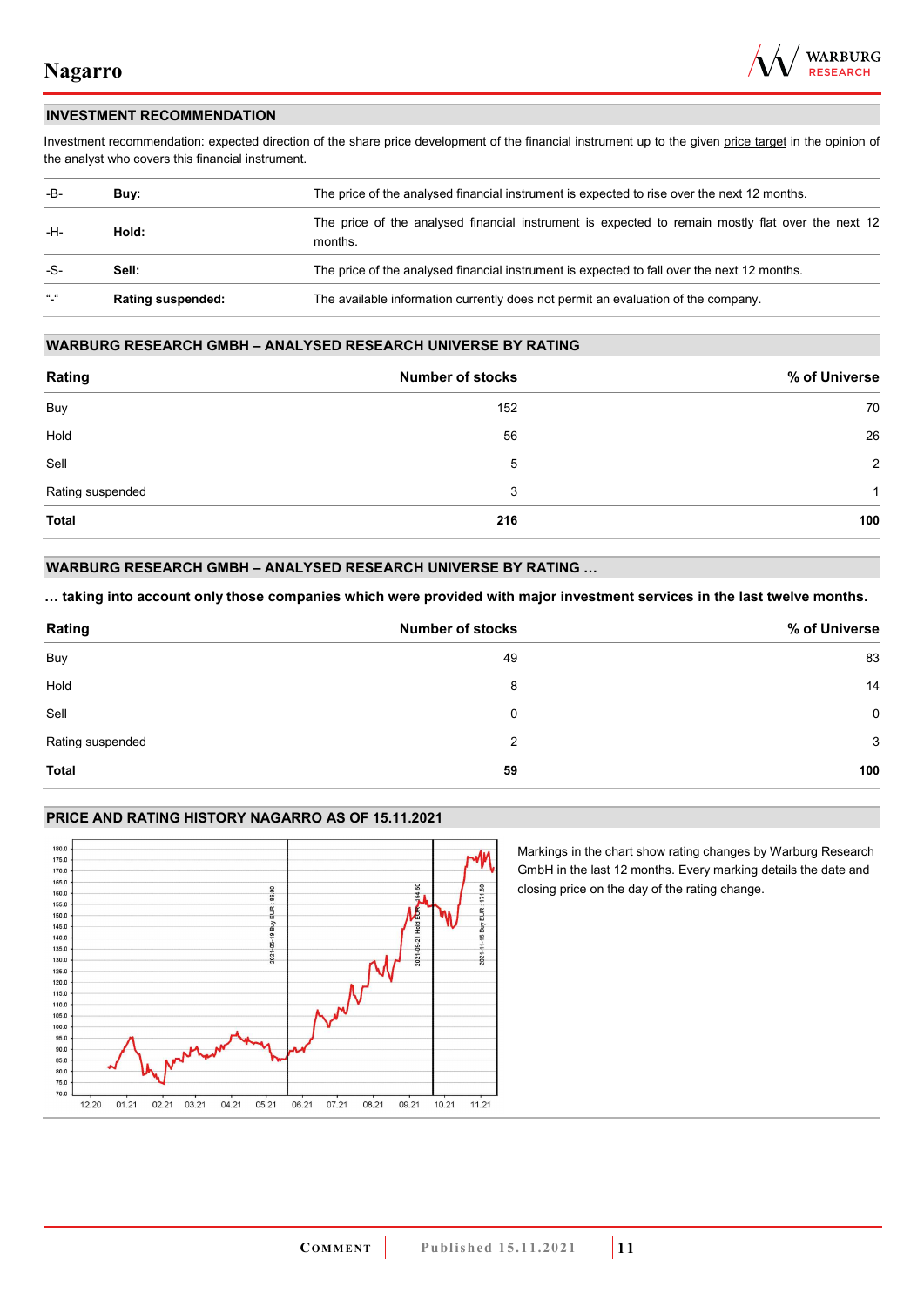## INVESTMENT RECOMMENDATION

Investment recommendation: expected direction of the share price development of the financial instrument up to the given price target in the opinion of the analyst who covers this financial instrument.

| | | |
|---|---|---|
| -B- | **Buy:** | The price of the analysed financial instrument is expected to rise over the next 12 months. |
| -H- | **Hold:** | The price of the analysed financial instrument is expected to remain mostly flat over the next 12 months. |
| -S- | **Sell:** | The price of the analysed financial instrument is expected to fall over the next 12 months. |
| "-" | **Rating suspended:** | The available information currently does not permit an evaluation of the company. |

## WARBURG RESEARCH GMBH – ANALYSED RESEARCH UNIVERSE BY RATING

| Rating | Number of stocks | % of Universe |
|---|---|---|
| Buy | 152 | 70 |
| Hold | 56 | 26 |
| Sell | 5 | 2 |
| Rating suspended | 3 | 1 |
| **Total** | **216** | **100** |

## WARBURG RESEARCH GMBH – ANALYSED RESEARCH UNIVERSE BY RATING …

**… taking into account only those companies which were provided with major investment services in the last twelve months.**

| Rating | Number of stocks | % of Universe |
|---|---|---|
| Buy | 49 | 83 |
| Hold | 8 | 14 |
| Sell | 0 | 0 |
| Rating suspended | 2 | 3 |
| **Total** | **59** | **100** |

## PRICE AND RATING HISTORY NAGARRO AS OF 15.11.2021

Markings in the chart show rating changes by Warburg Research GmbH in the last 12 months. Every marking details the date and closing price on the day of the rating change.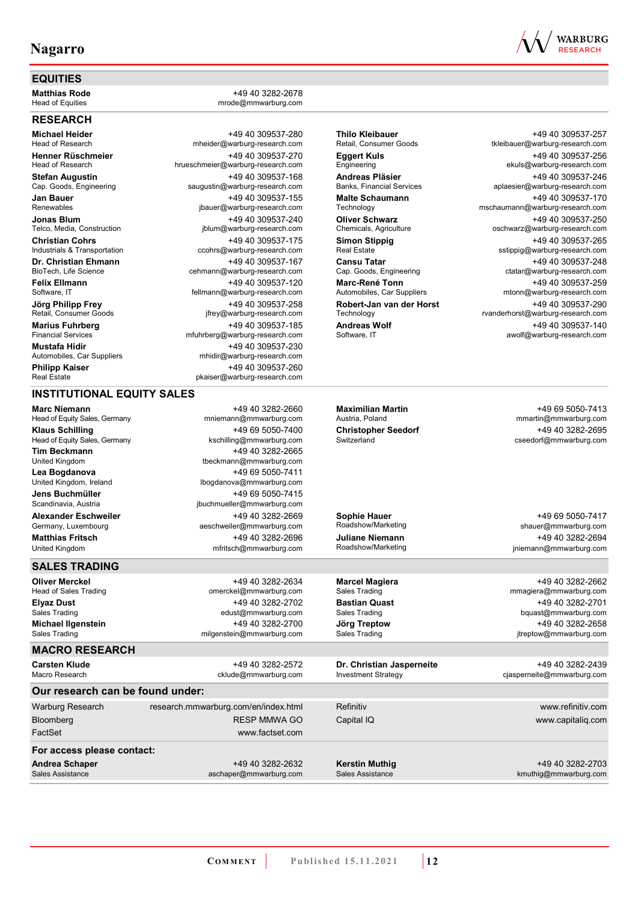## EQUITIES

| | |
|---|---|
| **Matthias Rode** Head of Equities | +49 40 3282-2678 mrode@mmwarburg.com |

## RESEARCH

| | | | |
|---|---|---|---|
| **Michael Heider** Head of Research | +49 40 309537-280 mheider@warburg-research.com | **Thilo Kleibauer** Retail, Consumer Goods | +49 40 309537-257 tkleibauer@warburg-research.com |
| **Henner Rüschmeier** Head of Research | +49 40 309537-270 hrueschmeier@warburg-research.com | **Eggert Kuls** Engineering | +49 40 309537-256 ekuls@warburg-research.com |
| **Stefan Augustin** Cap. Goods, Engineering | +49 40 309537-168 saugustin@warburg-research.com | **Andreas Pläsier** Banks, Financial Services | +49 40 309537-246 aplaesier@warburg-research.com |
| **Jan Bauer** Renewables | +49 40 309537-155 jbauer@warburg-research.com | **Malte Schaumann** Technology | +49 40 309537-170 mschaumann@warburg-research.com |
| **Jonas Blum** Telco, Media, Construction | +49 40 309537-240 jblum@warburg-research.com | **Oliver Schwarz** Chemicals, Agriculture | +49 40 309537-250 oschwarz@warburg-research.com |
| **Christian Cohrs** Industrials & Transportation | +49 40 309537-175 ccohrs@warburg-research.com | **Simon Stippig** Real Estate | +49 40 309537-265 sstippig@warburg-research.com |
| **Dr. Christian Ehmann** BioTech, Life Science | +49 40 309537-167 cehmann@warburg-research.com | **Cansu Tatar** Cap. Goods, Engineering | +49 40 309537-248 ctatar@warburg-research.com |
| **Felix Ellmann** Software, IT | +49 40 309537-120 fellmann@warburg-research.com | **Marc-René Tonn** Automobiles, Car Suppliers | +49 40 309537-259 mtonn@warburg-research.com |
| **Jörg Philipp Frey** Retail, Consumer Goods | +49 40 309537-258 jfrey@warburg-research.com | **Robert-Jan van der Horst** Technology | +49 40 309537-290 rvanderhorst@warburg-research.com |
| **Marius Fuhrberg** Financial Services | +49 40 309537-185 mfuhrberg@warburg-research.com | **Andreas Wolf** Software, IT | +49 40 309537-140 awolf@warburg-research.com |
| **Mustafa Hidir** Automobiles, Car Suppliers | +49 40 309537-230 mhidir@warburg-research.com | | |
| **Philipp Kaiser** Real Estate | +49 40 309537-260 pkaiser@warburg-research.com | | |

## INSTITUTIONAL EQUITY SALES

| | | | |
|---|---|---|---|
| **Marc Niemann** Head of Equity Sales, Germany | +49 40 3282-2660 mniemann@mmwarburg.com | **Maximilian Martin** Austria, Poland | +49 69 5050-7413 mmartin@mmwarburg.com |
| **Klaus Schilling** Head of Equity Sales, Germany | +49 69 5050-7400 kschilling@mmwarburg.com | **Christopher Seedorf** Switzerland | +49 40 3282-2695 cseedorf@mmwarburg.com |
| **Tim Beckmann** United Kingdom | +49 40 3282-2665 tbeckmann@mmwarburg.com | | |
| **Lea Bogdanova** United Kingdom, Ireland | +49 69 5050-7411 lbogdanova@mmwarburg.com | | |
| **Jens Buchmüller** Scandinavia, Austria | +49 69 5050-7415 jbuchmueller@mmwarburg.com | | |
| **Alexander Eschweiler** Germany, Luxembourg | +49 40 3282-2669 aeschweiler@mmwarburg.com | **Sophie Hauer** Roadshow/Marketing | +49 69 5050-7417 shauer@mmwarburg.com |
| **Matthias Fritsch** United Kingdom | +49 40 3282-2696 mfritsch@mmwarburg.com | **Juliane Niemann** Roadshow/Marketing | +49 40 3282-2694 jniemann@mmwarburg.com |

## SALES TRADING

| | | | |
|---|---|---|---|
| **Oliver Merckel** Head of Sales Trading | +49 40 3282-2634 omerckel@mmwarburg.com | **Marcel Magiera** Sales Trading | +49 40 3282-2662 mmagiera@mmwarburg.com |
| **Elyaz Dust** Sales Trading | +49 40 3282-2702 edust@mmwarburg.com | **Bastian Quast** Sales Trading | +49 40 3282-2701 bquast@mmwarburg.com |
| **Michael Ilgenstein** Sales Trading | +49 40 3282-2700 milgenstein@mmwarburg.com | **Jörg Treptow** Sales Trading | +49 40 3282-2658 jtreptow@mmwarburg.com |

## MACRO RESEARCH

| | | | |
|---|---|---|---|
| **Carsten Klude** Macro Research | +49 40 3282-2572 cklude@mmwarburg.com | **Dr. Christian Jasperneite** Investment Strategy | +49 40 3282-2439 cjasperneite@mmwarburg.com |

## Our research can be found under:

| | | | |
|---|---|---|---|
| Warburg Research | research.mmwarburg.com/en/index.html | Refinitiv | www.refinitiv.com |
| Bloomberg | RESP MMWA GO | Capital IQ | www.capitaliq.com |
| FactSet | www.factset.com | | |

## For access please contact:

| | | | |
|---|---|---|---|
| **Andrea Schaper** Sales Assistance | +49 40 3282-2632 aschaper@mmwarburg.com | **Kerstin Muthig** Sales Assistance | +49 40 3282-2703 kmuthig@mmwarburg.com |